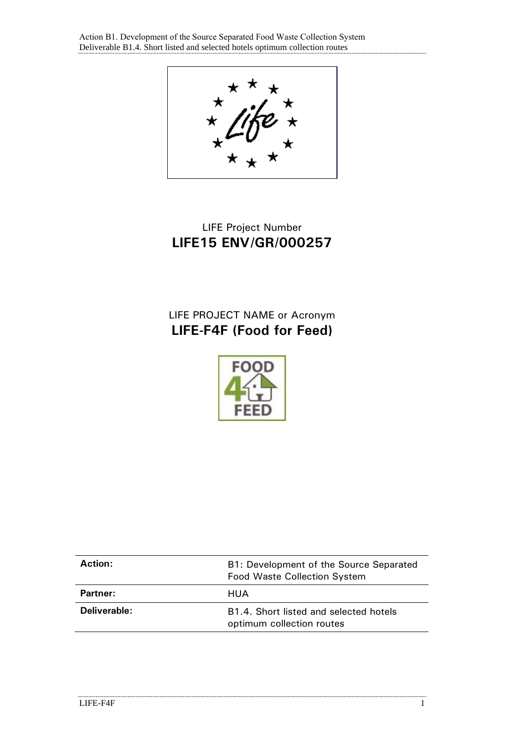LIFE Project Number

**LIFE15 ENV/GR/000257**

LIFE PROJECT NAME or Acronym

**LIFE-F4F (Food for Feed)**

| **Action:** | B1: Development of the Source Separated Food Waste Collection System |
|---|---|
| **Partner:** | HUA |
| **Deliverable:** | B1.4. Short listed and selected hotels optimum collection routes |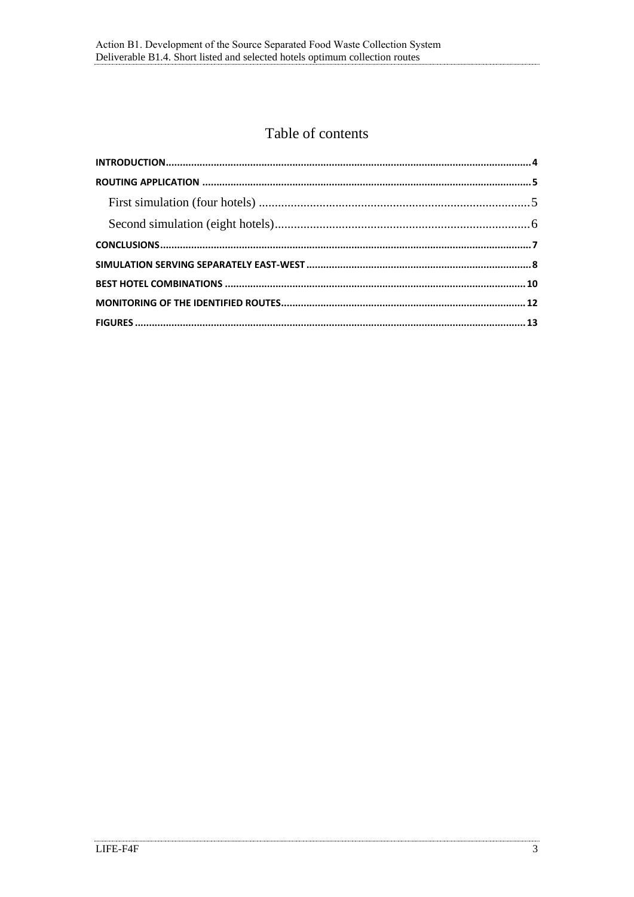# Table of contents

**INTRODUCTION** ........ 4

**ROUTING APPLICATION** ........ 5

- First simulation (four hotels) ........ 5
- Second simulation (eight hotels) ........ 6

**CONCLUSIONS** ........ 7

**SIMULATION SERVING SEPARATELY EAST-WEST** ........ 8

**BEST HOTEL COMBINATIONS** ........ 10

**MONITORING OF THE IDENTIFIED ROUTES** ........ 12

**FIGURES** ........ 13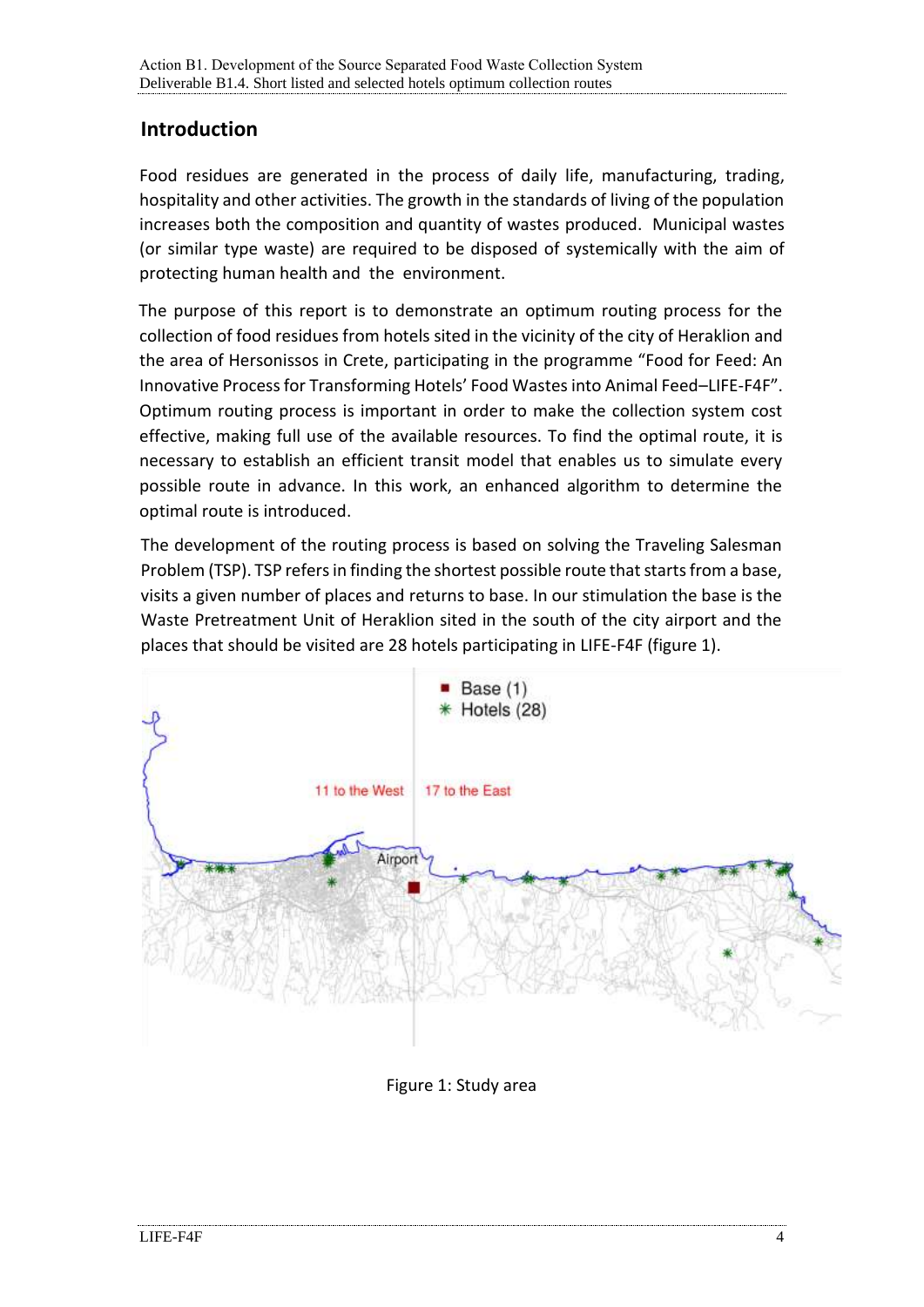## Introduction

Food residues are generated in the process of daily life, manufacturing, trading, hospitality and other activities. The growth in the standards of living of the population increases both the composition and quantity of wastes produced. Municipal wastes (or similar type waste) are required to be disposed of systemically with the aim of protecting human health and the environment.

The purpose of this report is to demonstrate an optimum routing process for the collection of food residues from hotels sited in the vicinity of the city of Heraklion and the area of Hersonissos in Crete, participating in the programme "Food for Feed: An Innovative Process for Transforming Hotels' Food Wastes into Animal Feed–LIFE-F4F". Optimum routing process is important in order to make the collection system cost effective, making full use of the available resources. To find the optimal route, it is necessary to establish an efficient transit model that enables us to simulate every possible route in advance. In this work, an enhanced algorithm to determine the optimal route is introduced.

The development of the routing process is based on solving the Traveling Salesman Problem (TSP). TSP refers in finding the shortest possible route that starts from a base, visits a given number of places and returns to base. In our stimulation the base is the Waste Pretreatment Unit of Heraklion sited in the south of the city airport and the places that should be visited are 28 hotels participating in LIFE-F4F (figure 1).

Figure 1: Study area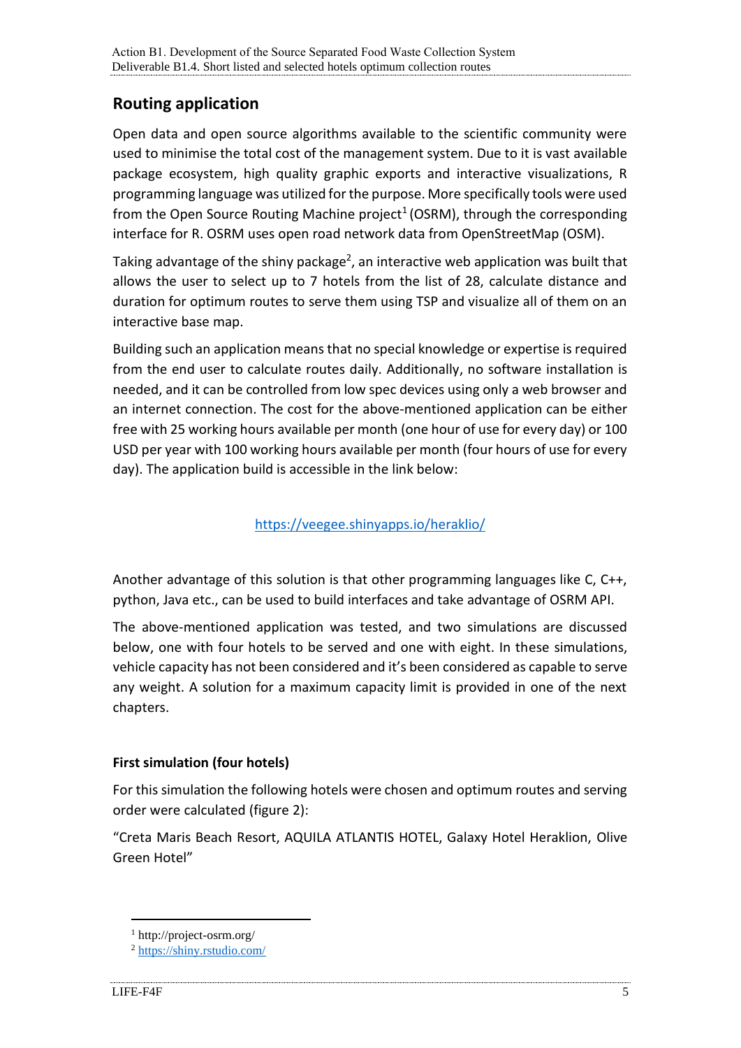## Routing application

Open data and open source algorithms available to the scientific community were used to minimise the total cost of the management system. Due to it is vast available package ecosystem, high quality graphic exports and interactive visualizations, R programming language was utilized for the purpose. More specifically tools were used from the Open Source Routing Machine project[1] (OSRM), through the corresponding interface for R. OSRM uses open road network data from OpenStreetMap (OSM).

Taking advantage of the shiny package[2], an interactive web application was built that allows the user to select up to 7 hotels from the list of 28, calculate distance and duration for optimum routes to serve them using TSP and visualize all of them on an interactive base map.

Building such an application means that no special knowledge or expertise is required from the end user to calculate routes daily. Additionally, no software installation is needed, and it can be controlled from low spec devices using only a web browser and an internet connection. The cost for the above-mentioned application can be either free with 25 working hours available per month (one hour of use for every day) or 100 USD per year with 100 working hours available per month (four hours of use for every day). The application build is accessible in the link below:

https://veegee.shinyapps.io/heraklio/

Another advantage of this solution is that other programming languages like C, C++, python, Java etc., can be used to build interfaces and take advantage of OSRM API.

The above-mentioned application was tested, and two simulations are discussed below, one with four hotels to be served and one with eight. In these simulations, vehicle capacity has not been considered and it's been considered as capable to serve any weight. A solution for a maximum capacity limit is provided in one of the next chapters.

### First simulation (four hotels)

For this simulation the following hotels were chosen and optimum routes and serving order were calculated (figure 2):

"Creta Maris Beach Resort, AQUILA ATLANTIS HOTEL, Galaxy Hotel Heraklion, Olive Green Hotel"

---

[1] http://project-osrm.org/

[2] https://shiny.rstudio.com/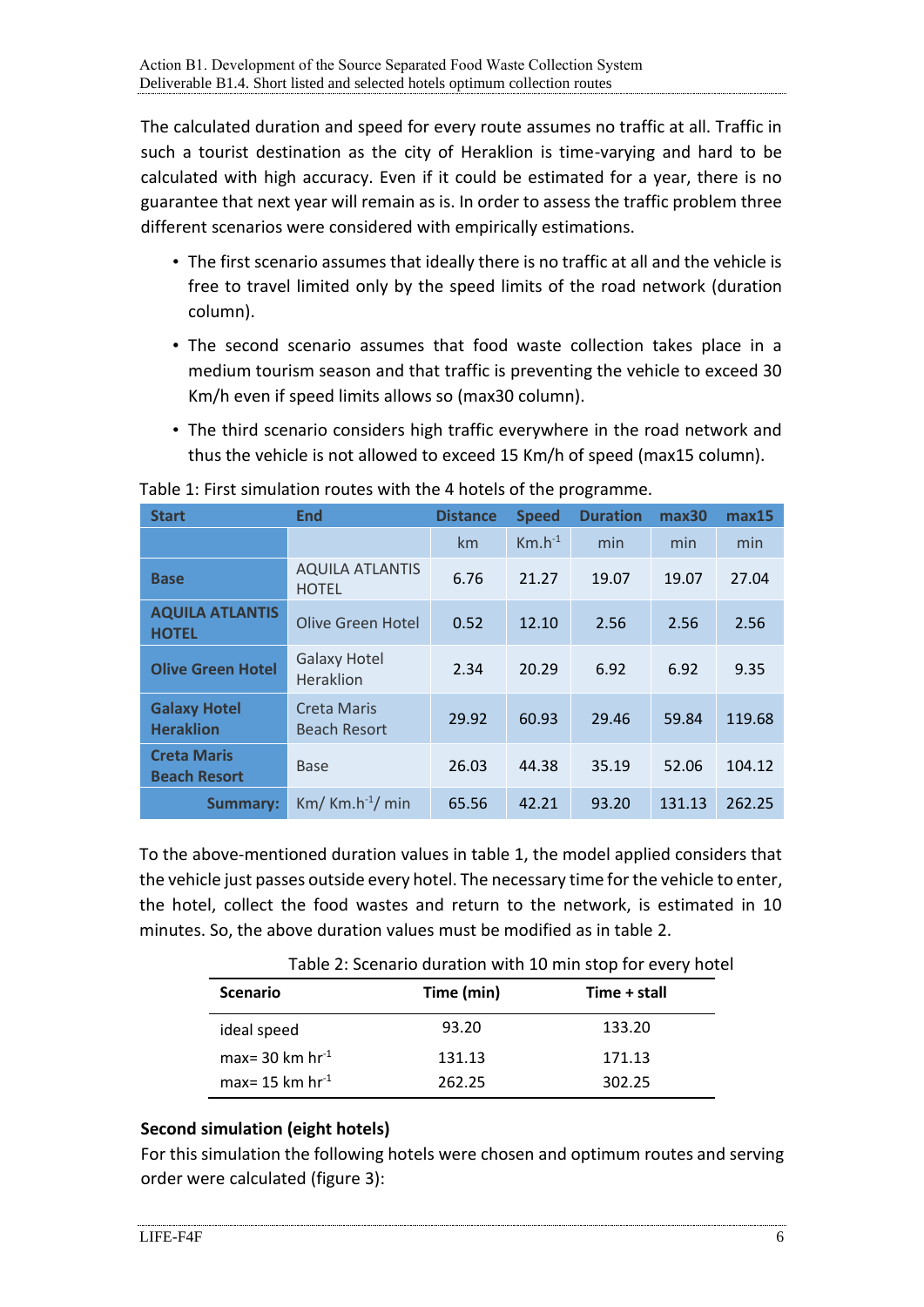The calculated duration and speed for every route assumes no traffic at all. Traffic in such a tourist destination as the city of Heraklion is time-varying and hard to be calculated with high accuracy. Even if it could be estimated for a year, there is no guarantee that next year will remain as is. In order to assess the traffic problem three different scenarios were considered with empirically estimations.

- The first scenario assumes that ideally there is no traffic at all and the vehicle is free to travel limited only by the speed limits of the road network (duration column).
- The second scenario assumes that food waste collection takes place in a medium tourism season and that traffic is preventing the vehicle to exceed 30 Km/h even if speed limits allows so (max30 column).
- The third scenario considers high traffic everywhere in the road network and thus the vehicle is not allowed to exceed 15 Km/h of speed (max15 column).

Table 1: First simulation routes with the 4 hotels of the programme.

| Start | End | Distance | Speed | Duration | max30 | max15 |
|---|---|---|---|---|---|---|
| | | km | Km.h$^{-1}$ | min | min | min |
| **Base** | AQUILA ATLANTIS HOTEL | 6.76 | 21.27 | 19.07 | 19.07 | 27.04 |
| **AQUILA ATLANTIS HOTEL** | Olive Green Hotel | 0.52 | 12.10 | 2.56 | 2.56 | 2.56 |
| **Olive Green Hotel** | Galaxy Hotel Heraklion | 2.34 | 20.29 | 6.92 | 6.92 | 9.35 |
| **Galaxy Hotel Heraklion** | Creta Maris Beach Resort | 29.92 | 60.93 | 29.46 | 59.84 | 119.68 |
| **Creta Maris Beach Resort** | Base | 26.03 | 44.38 | 35.19 | 52.06 | 104.12 |
| **Summary:** | Km/ Km.h$^{-1}$/ min | 65.56 | 42.21 | 93.20 | 131.13 | 262.25 |

To the above-mentioned duration values in table 1, the model applied considers that the vehicle just passes outside every hotel. The necessary time for the vehicle to enter, the hotel, collect the food wastes and return to the network, is estimated in 10 minutes. So, the above duration values must be modified as in table 2.

Table 2: Scenario duration with 10 min stop for every hotel

| Scenario | Time (min) | Time + stall |
|---|---|---|
| ideal speed | 93.20 | 133.20 |
| max= 30 km hr$^{-1}$ | 131.13 | 171.13 |
| max= 15 km hr$^{-1}$ | 262.25 | 302.25 |

**Second simulation (eight hotels)**

For this simulation the following hotels were chosen and optimum routes and serving order were calculated (figure 3):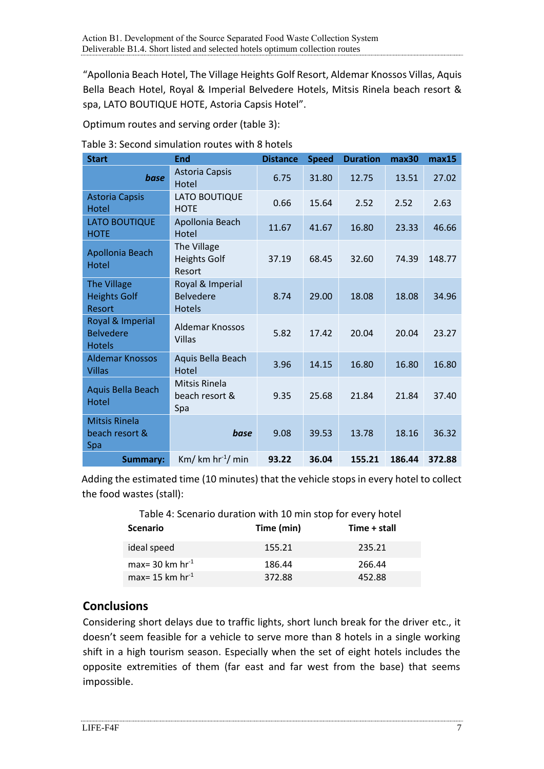“Apollonia Beach Hotel, The Village Heights Golf Resort, Aldemar Knossos Villas, Aquis Bella Beach Hotel, Royal & Imperial Belvedere Hotels, Mitsis Rinela beach resort & spa, LATO BOUTIQUE HOTE, Astoria Capsis Hotel”.

Optimum routes and serving order (table 3):

Table 3: Second simulation routes with 8 hotels

| Start | End | Distance | Speed | Duration | max30 | max15 |
|---|---|---|---|---|---|---|
| ***base*** | Astoria Capsis Hotel | 6.75 | 31.80 | 12.75 | 13.51 | 27.02 |
| Astoria Capsis Hotel | LATO BOUTIQUE HOTE | 0.66 | 15.64 | 2.52 | 2.52 | 2.63 |
| LATO BOUTIQUE HOTE | Apollonia Beach Hotel | 11.67 | 41.67 | 16.80 | 23.33 | 46.66 |
| Apollonia Beach Hotel | The Village Heights Golf Resort | 37.19 | 68.45 | 32.60 | 74.39 | 148.77 |
| The Village Heights Golf Resort | Royal & Imperial Belvedere Hotels | 8.74 | 29.00 | 18.08 | 18.08 | 34.96 |
| Royal & Imperial Belvedere Hotels | Aldemar Knossos Villas | 5.82 | 17.42 | 20.04 | 20.04 | 23.27 |
| Aldemar Knossos Villas | Aquis Bella Beach Hotel | 3.96 | 14.15 | 16.80 | 16.80 | 16.80 |
| Aquis Bella Beach Hotel | Mitsis Rinela beach resort & Spa | 9.35 | 25.68 | 21.84 | 21.84 | 37.40 |
| Mitsis Rinela beach resort & Spa | ***base*** | 9.08 | 39.53 | 13.78 | 18.16 | 36.32 |
| **Summary:** | Km/ km hr$^{-1}$/ min | **93.22** | **36.04** | **155.21** | **186.44** | **372.88** |

Adding the estimated time (10 minutes) that the vehicle stops in every hotel to collect the food wastes (stall):

Table 4: Scenario duration with 10 min stop for every hotel

| Scenario | Time (min) | Time + stall |
|---|---|---|
| ideal speed | 155.21 | 235.21 |
| max= 30 km hr$^{-1}$ | 186.44 | 266.44 |
| max= 15 km hr$^{-1}$ | 372.88 | 452.88 |

## Conclusions

Considering short delays due to traffic lights, short lunch break for the driver etc., it doesn’t seem feasible for a vehicle to serve more than 8 hotels in a single working shift in a high tourism season. Especially when the set of eight hotels includes the opposite extremities of them (far east and far west from the base) that seems impossible.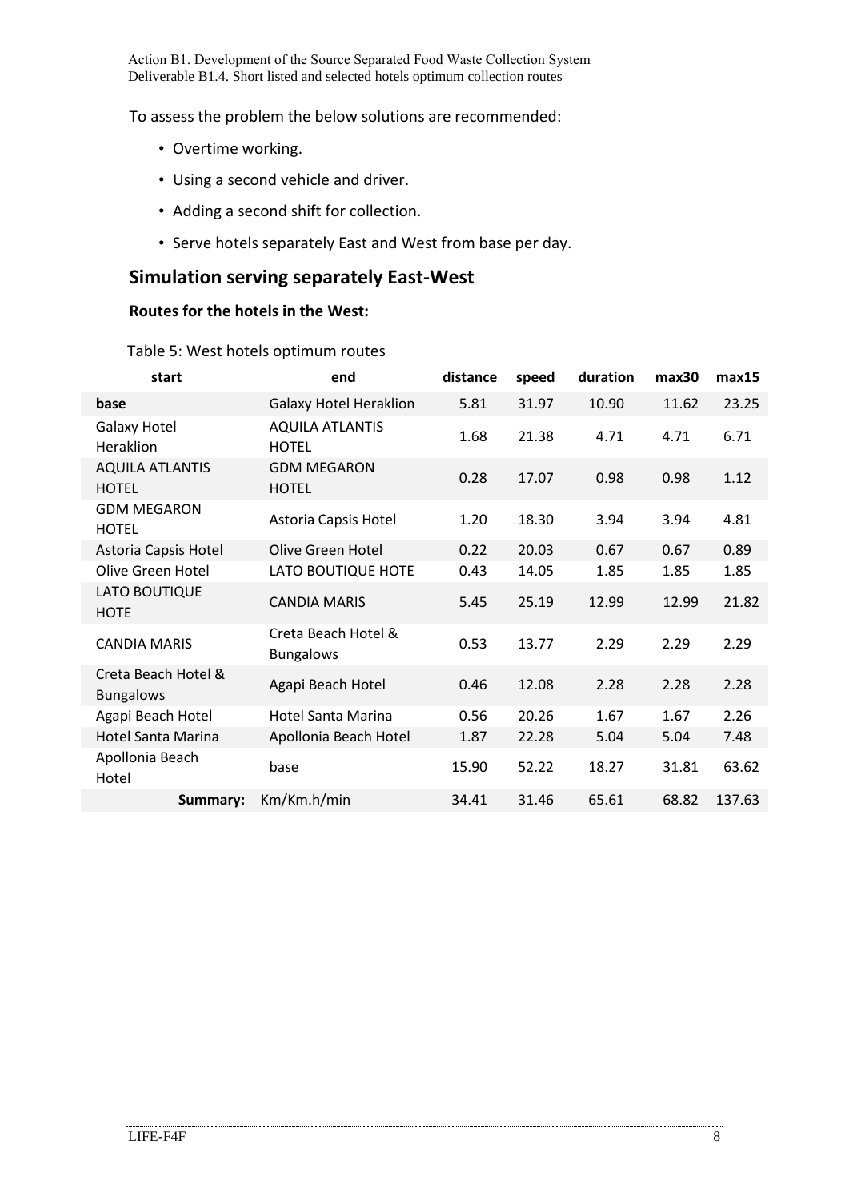To assess the problem the below solutions are recommended:

- Overtime working.
- Using a second vehicle and driver.
- Adding a second shift for collection.
- Serve hotels separately East and West from base per day.

## Simulation serving separately East-West

### Routes for the hotels in the West:

Table 5: West hotels optimum routes

| start | end | distance | speed | duration | max30 | max15 |
|---|---|---|---|---|---|---|
| **base** | Galaxy Hotel Heraklion | 5.81 | 31.97 | 10.90 | 11.62 | 23.25 |
| Galaxy Hotel Heraklion | AQUILA ATLANTIS HOTEL | 1.68 | 21.38 | 4.71 | 4.71 | 6.71 |
| AQUILA ATLANTIS HOTEL | GDM MEGARON HOTEL | 0.28 | 17.07 | 0.98 | 0.98 | 1.12 |
| GDM MEGARON HOTEL | Astoria Capsis Hotel | 1.20 | 18.30 | 3.94 | 3.94 | 4.81 |
| Astoria Capsis Hotel | Olive Green Hotel | 0.22 | 20.03 | 0.67 | 0.67 | 0.89 |
| Olive Green Hotel | LATO BOUTIQUE HOTE | 0.43 | 14.05 | 1.85 | 1.85 | 1.85 |
| LATO BOUTIQUE HOTE | CANDIA MARIS | 5.45 | 25.19 | 12.99 | 12.99 | 21.82 |
| CANDIA MARIS | Creta Beach Hotel & Bungalows | 0.53 | 13.77 | 2.29 | 2.29 | 2.29 |
| Creta Beach Hotel & Bungalows | Agapi Beach Hotel | 0.46 | 12.08 | 2.28 | 2.28 | 2.28 |
| Agapi Beach Hotel | Hotel Santa Marina | 0.56 | 20.26 | 1.67 | 1.67 | 2.26 |
| Hotel Santa Marina | Apollonia Beach Hotel | 1.87 | 22.28 | 5.04 | 5.04 | 7.48 |
| Apollonia Beach Hotel | base | 15.90 | 52.22 | 18.27 | 31.81 | 63.62 |
| **Summary:** | Km/Km.h/min | 34.41 | 31.46 | 65.61 | 68.82 | 137.63 |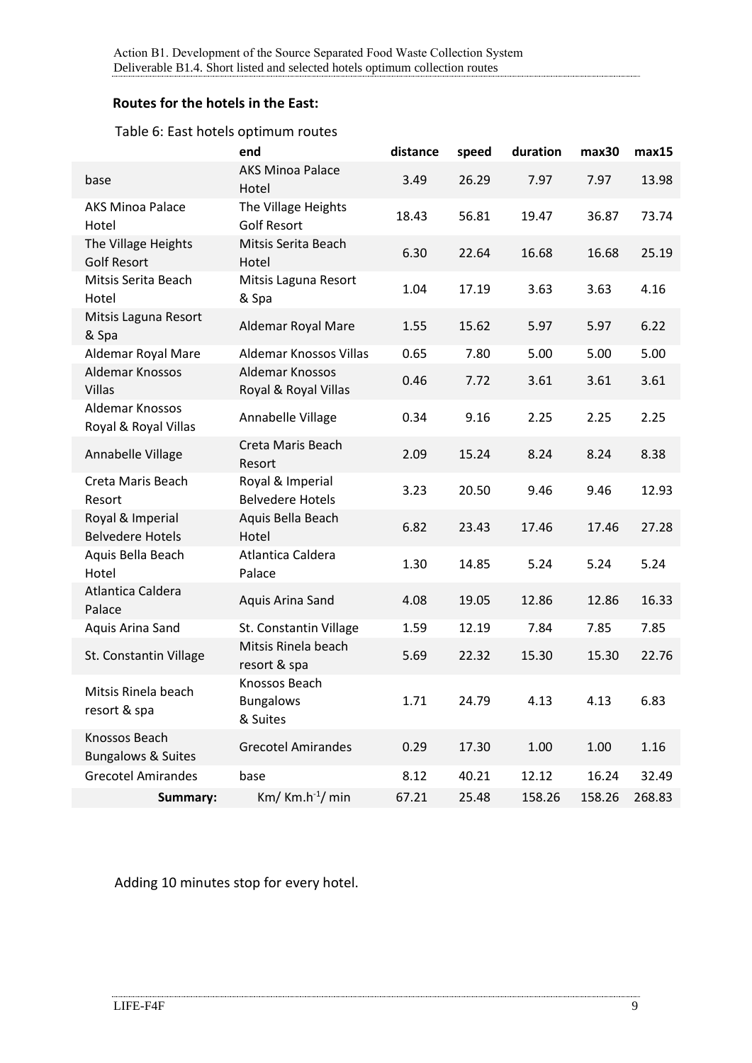**Routes for the hotels in the East:**

Table 6: East hotels optimum routes

| | end | distance | speed | duration | max30 | max15 |
|---|---|---|---|---|---|---|
| base | AKS Minoa Palace Hotel | 3.49 | 26.29 | 7.97 | 7.97 | 13.98 |
| AKS Minoa Palace Hotel | The Village Heights Golf Resort | 18.43 | 56.81 | 19.47 | 36.87 | 73.74 |
| The Village Heights Golf Resort | Mitsis Serita Beach Hotel | 6.30 | 22.64 | 16.68 | 16.68 | 25.19 |
| Mitsis Serita Beach Hotel | Mitsis Laguna Resort & Spa | 1.04 | 17.19 | 3.63 | 3.63 | 4.16 |
| Mitsis Laguna Resort & Spa | Aldemar Royal Mare | 1.55 | 15.62 | 5.97 | 5.97 | 6.22 |
| Aldemar Royal Mare | Aldemar Knossos Villas | 0.65 | 7.80 | 5.00 | 5.00 | 5.00 |
| Aldemar Knossos Villas | Aldemar Knossos Royal & Royal Villas | 0.46 | 7.72 | 3.61 | 3.61 | 3.61 |
| Aldemar Knossos Royal & Royal Villas | Annabelle Village | 0.34 | 9.16 | 2.25 | 2.25 | 2.25 |
| Annabelle Village | Creta Maris Beach Resort | 2.09 | 15.24 | 8.24 | 8.24 | 8.38 |
| Creta Maris Beach Resort | Royal & Imperial Belvedere Hotels | 3.23 | 20.50 | 9.46 | 9.46 | 12.93 |
| Royal & Imperial Belvedere Hotels | Aquis Bella Beach Hotel | 6.82 | 23.43 | 17.46 | 17.46 | 27.28 |
| Aquis Bella Beach Hotel | Atlantica Caldera Palace | 1.30 | 14.85 | 5.24 | 5.24 | 5.24 |
| Atlantica Caldera Palace | Aquis Arina Sand | 4.08 | 19.05 | 12.86 | 12.86 | 16.33 |
| Aquis Arina Sand | St. Constantin Village | 1.59 | 12.19 | 7.84 | 7.85 | 7.85 |
| St. Constantin Village | Mitsis Rinela beach resort & spa | 5.69 | 22.32 | 15.30 | 15.30 | 22.76 |
| Mitsis Rinela beach resort & spa | Knossos Beach Bungalows & Suites | 1.71 | 24.79 | 4.13 | 4.13 | 6.83 |
| Knossos Beach Bungalows & Suites | Grecotel Amirandes | 0.29 | 17.30 | 1.00 | 1.00 | 1.16 |
| Grecotel Amirandes | base | 8.12 | 40.21 | 12.12 | 16.24 | 32.49 |
| **Summary:** | Km/ $Km.h^{-1}$/ min | 67.21 | 25.48 | 158.26 | 158.26 | 268.83 |

Adding 10 minutes stop for every hotel.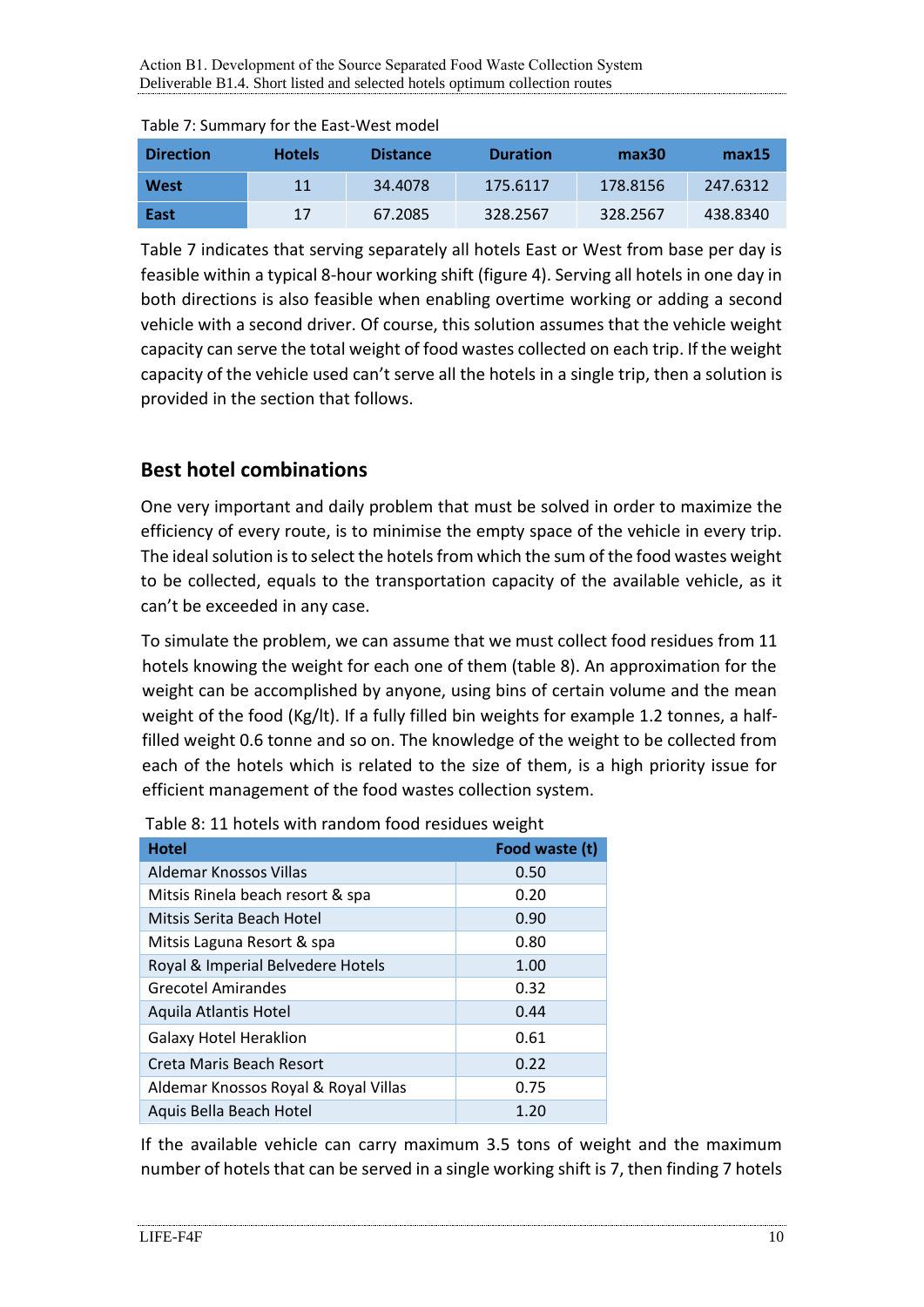Table 7: Summary for the East-West model

| Direction | Hotels | Distance | Duration | max30 | max15 |
|---|---|---|---|---|---|
| West | 11 | 34.4078 | 175.6117 | 178.8156 | 247.6312 |
| East | 17 | 67.2085 | 328.2567 | 328.2567 | 438.8340 |

Table 7 indicates that serving separately all hotels East or West from base per day is feasible within a typical 8-hour working shift (figure 4). Serving all hotels in one day in both directions is also feasible when enabling overtime working or adding a second vehicle with a second driver. Of course, this solution assumes that the vehicle weight capacity can serve the total weight of food wastes collected on each trip. If the weight capacity of the vehicle used can't serve all the hotels in a single trip, then a solution is provided in the section that follows.

## Best hotel combinations

One very important and daily problem that must be solved in order to maximize the efficiency of every route, is to minimise the empty space of the vehicle in every trip. The ideal solution is to select the hotels from which the sum of the food wastes weight to be collected, equals to the transportation capacity of the available vehicle, as it can't be exceeded in any case.

To simulate the problem, we can assume that we must collect food residues from 11 hotels knowing the weight for each one of them (table 8). An approximation for the weight can be accomplished by anyone, using bins of certain volume and the mean weight of the food (Kg/lt). If a fully filled bin weights for example 1.2 tonnes, a half-filled weight 0.6 tonne and so on. The knowledge of the weight to be collected from each of the hotels which is related to the size of them, is a high priority issue for efficient management of the food wastes collection system.

Table 8: 11 hotels with random food residues weight

| Hotel | Food waste (t) |
|---|---|
| Aldemar Knossos Villas | 0.50 |
| Mitsis Rinela beach resort & spa | 0.20 |
| Mitsis Serita Beach Hotel | 0.90 |
| Mitsis Laguna Resort & spa | 0.80 |
| Royal & Imperial Belvedere Hotels | 1.00 |
| Grecotel Amirandes | 0.32 |
| Aquila Atlantis Hotel | 0.44 |
| Galaxy Hotel Heraklion | 0.61 |
| Creta Maris Beach Resort | 0.22 |
| Aldemar Knossos Royal & Royal Villas | 0.75 |
| Aquis Bella Beach Hotel | 1.20 |

If the available vehicle can carry maximum 3.5 tons of weight and the maximum number of hotels that can be served in a single working shift is 7, then finding 7 hotels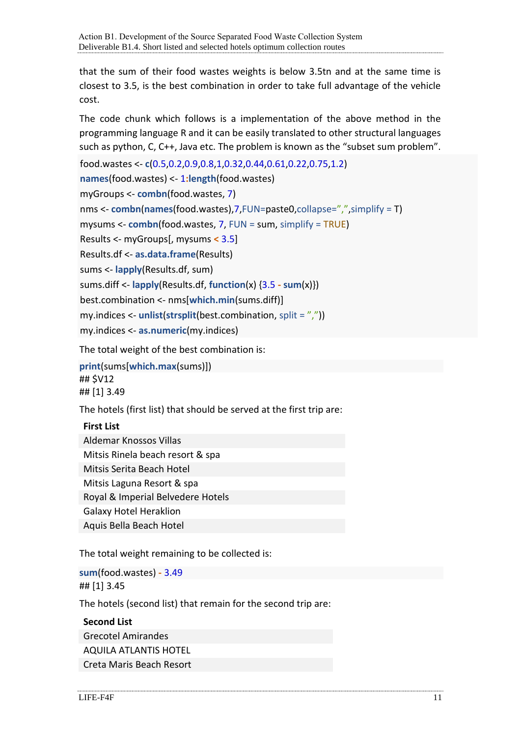that the sum of their food wastes weights is below 3.5tn and at the same time is closest to 3.5, is the best combination in order to take full advantage of the vehicle cost.

The code chunk which follows is a implementation of the above method in the programming language R and it can be easily translated to other structural languages such as python, C, C++, Java etc. The problem is known as the “subset sum problem”.

```
food.wastes <- c(0.5,0.2,0.9,0.8,1,0.32,0.44,0.61,0.22,0.75,1.2)
names(food.wastes) <- 1:length(food.wastes)
myGroups <- combn(food.wastes, 7)
nms <- combn(names(food.wastes),7,FUN=paste0,collapse=",",simplify = T)
mysums <- combn(food.wastes, 7, FUN = sum, simplify = TRUE)
Results <- myGroups[, mysums < 3.5]
Results.df <- as.data.frame(Results)
sums <- lapply(Results.df, sum)
sums.diff <- lapply(Results.df, function(x) {3.5 - sum(x)})
best.combination <- nms[which.min(sums.diff)]
my.indices <- unlist(strsplit(best.combination, split = ","))
my.indices <- as.numeric(my.indices)
```

The total weight of the best combination is:

```
print(sums[which.max(sums)])
## $V12
## [1] 3.49
```

The hotels (first list) that should be served at the first trip are:

| First List |
|---|
| Aldemar Knossos Villas |
| Mitsis Rinela beach resort & spa |
| Mitsis Serita Beach Hotel |
| Mitsis Laguna Resort & spa |
| Royal & Imperial Belvedere Hotels |
| Galaxy Hotel Heraklion |
| Aquis Bella Beach Hotel |

The total weight remaining to be collected is:

```
sum(food.wastes) - 3.49
## [1] 3.45
```

The hotels (second list) that remain for the second trip are:

| Second List |
|---|
| Grecotel Amirandes |
| AQUILA ATLANTIS HOTEL |
| Creta Maris Beach Resort |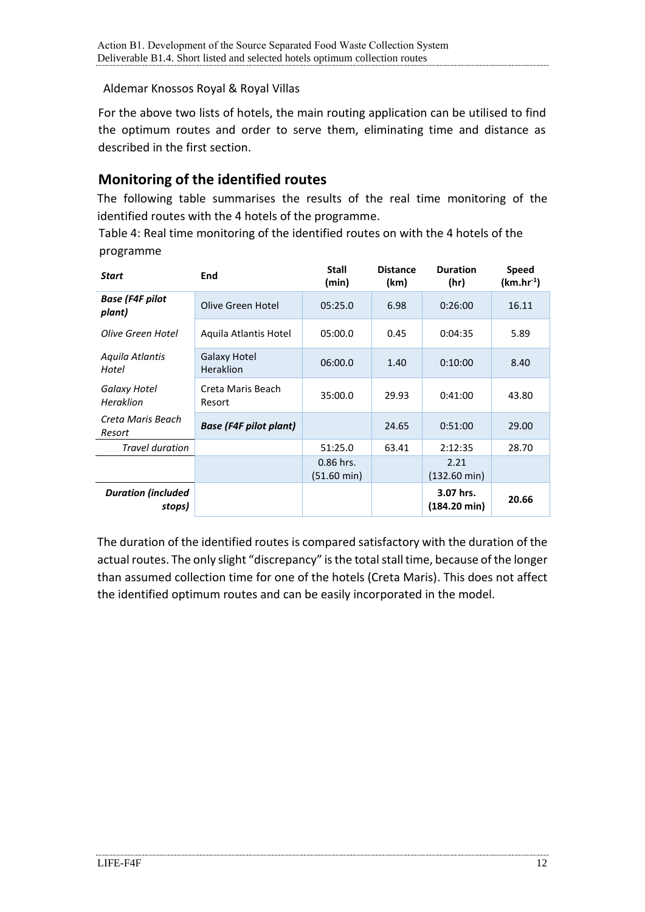Aldemar Knossos Royal & Royal Villas

For the above two lists of hotels, the main routing application can be utilised to find the optimum routes and order to serve them, eliminating time and distance as described in the first section.

## Monitoring of the identified routes

The following table summarises the results of the real time monitoring of the identified routes with the 4 hotels of the programme.

Table 4: Real time monitoring of the identified routes on with the 4 hotels of the programme

| *Start* | End | Stall (min) | Distance (km) | Duration (hr) | Speed ($km.hr^{-1}$) |
|---|---|---|---|---|---|
| ***Base (F4F pilot plant)*** | Olive Green Hotel | 05:25.0 | 6.98 | 0:26:00 | 16.11 |
| *Olive Green Hotel* | Aquila Atlantis Hotel | 05:00.0 | 0.45 | 0:04:35 | 5.89 |
| *Aquila Atlantis Hotel* | Galaxy Hotel Heraklion | 06:00.0 | 1.40 | 0:10:00 | 8.40 |
| *Galaxy Hotel Heraklion* | Creta Maris Beach Resort | 35:00.0 | 29.93 | 0:41:00 | 43.80 |
| *Creta Maris Beach Resort* | ***Base (F4F pilot plant)*** | | 24.65 | 0:51:00 | 29.00 |
| *Travel duration* | | 51:25.0 | 63.41 | 2:12:35 | 28.70 |
| | | 0.86 hrs. (51.60 min) | | 2.21 (132.60 min) | |
| ***Duration (included stops)*** | | | | **3.07 hrs. (184.20 min)** | **20.66** |

The duration of the identified routes is compared satisfactory with the duration of the actual routes. The only slight "discrepancy" is the total stall time, because of the longer than assumed collection time for one of the hotels (Creta Maris). This does not affect the identified optimum routes and can be easily incorporated in the model.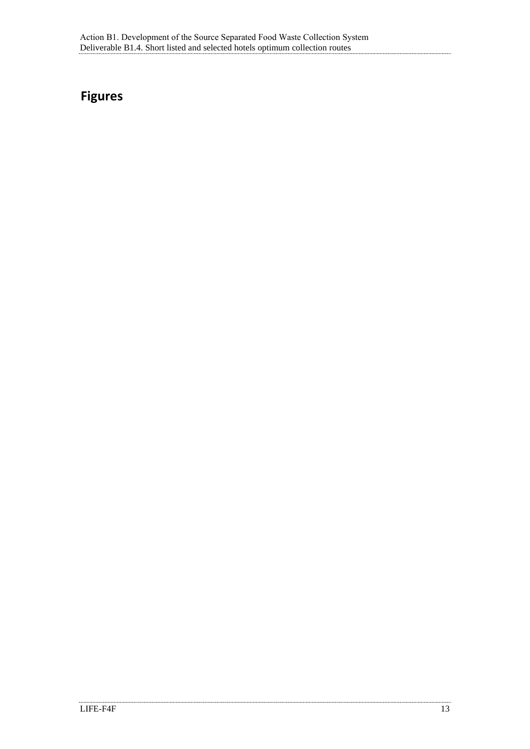## Figures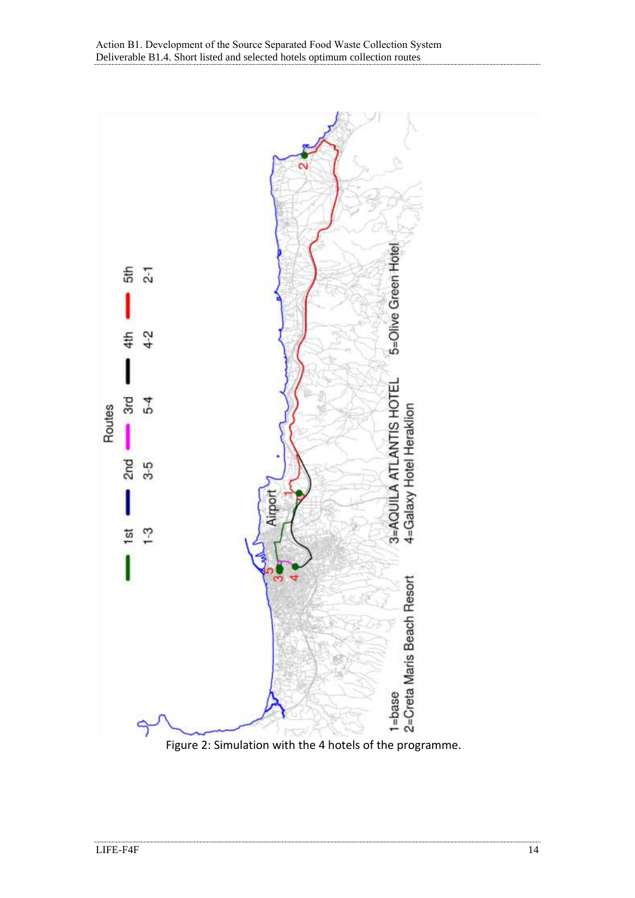Figure 2: Simulation with the 4 hotels of the programme.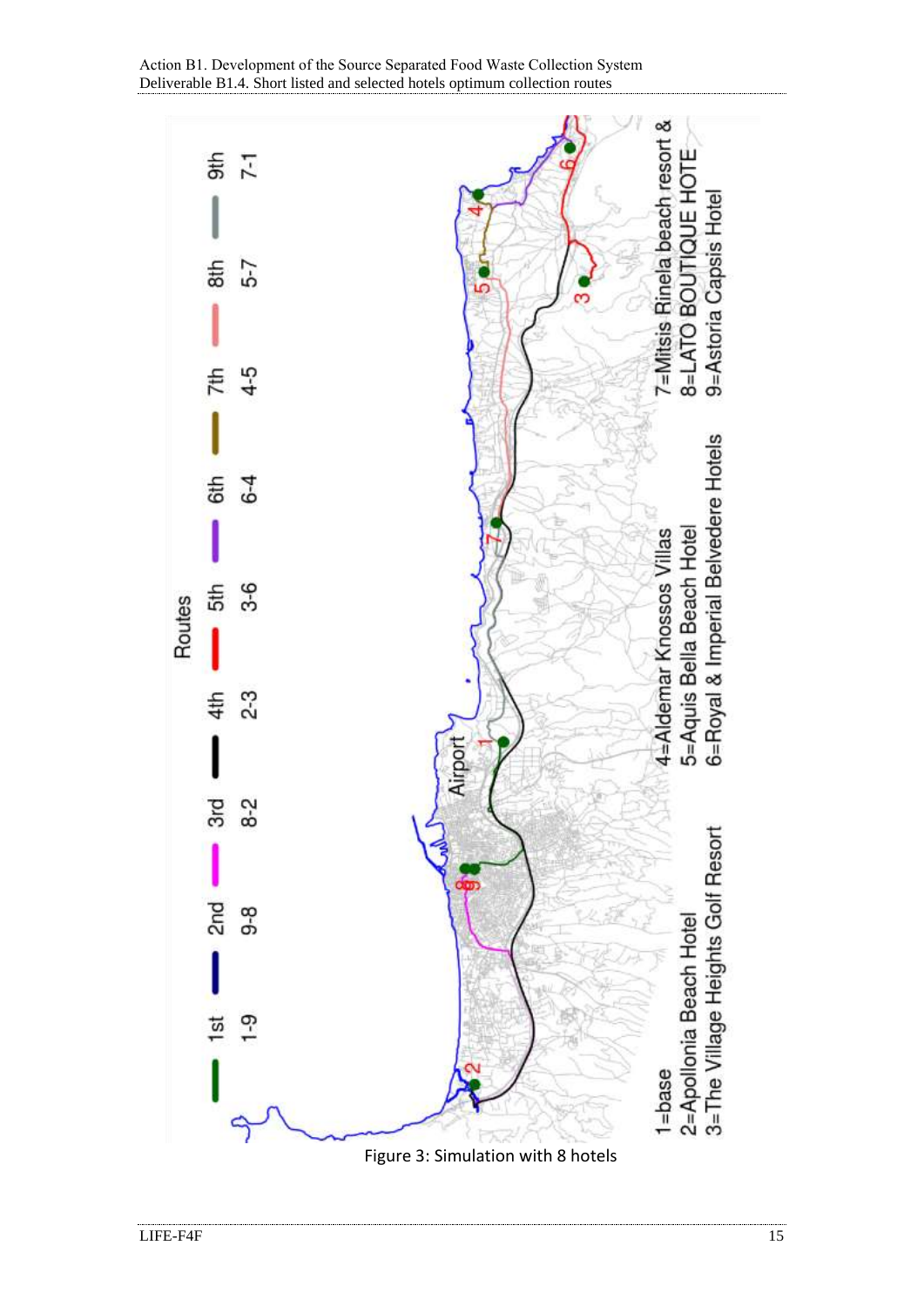Routes

| 1st | 2nd | 3rd | 4th | 5th | 6th | 7th | 8th | 9th |
|---|---|---|---|---|---|---|---|---|
| 1-9 | 9-8 | 8-2 | 2-3 | 3-6 | 6-4 | 4-5 | 5-7 | 7-1 |

1=base
2=Apollonia Beach Hotel
3=The Village Heights Golf Resort
4=Aldemar Knossos Villas
5=Aquis Bella Beach Hotel
6=Royal & Imperial Belvedere Hotels
7=Mitsis Rinela beach resort &
8=LATO BOUTIQUE HOTE
9=Astoria Capsis Hotel

Figure 3: Simulation with 8 hotels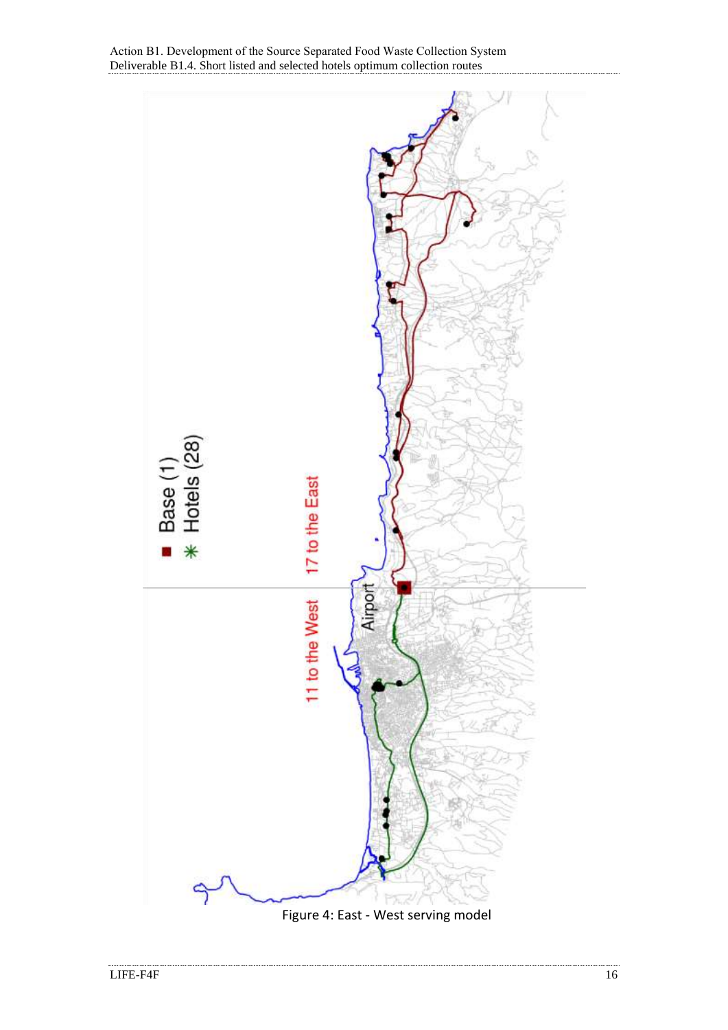Base (1)

Hotels (28)

17 to the East

11 to the West

Airport

Figure 4: East - West serving model